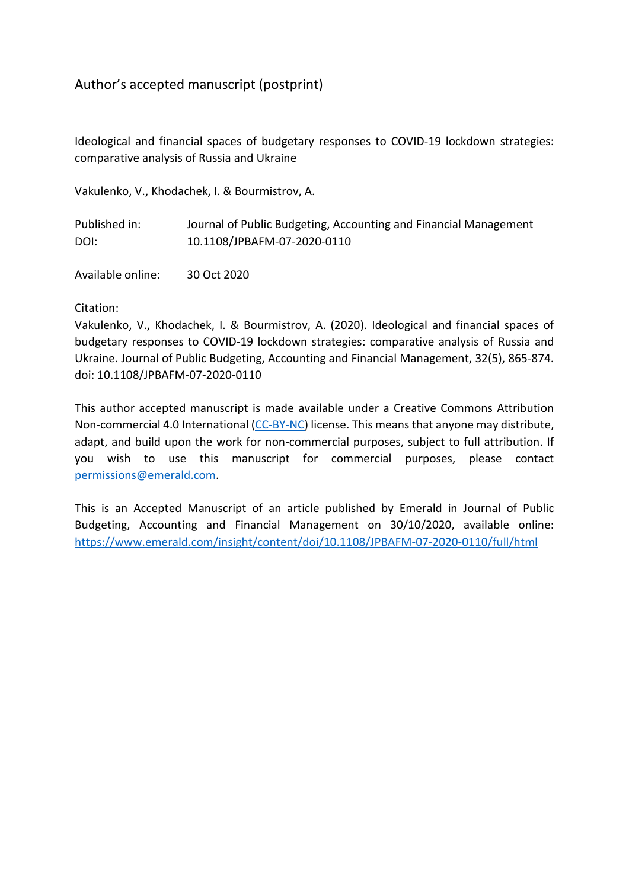Author's accepted manuscript (postprint)

Ideological and financial spaces of budgetary responses to COVID-19 lockdown strategies: comparative analysis of Russia and Ukraine

Vakulenko, V., Khodachek, I. & Bourmistrov, A.

| Published in: | Journal of Public Budgeting, Accounting and Financial Management |
| --- | --- |
| DOI: | 10.1108/JPBAFM-07-2020-0110 |

Available online: 30 Oct 2020

Citation:

Vakulenko, V., Khodachek, I. & Bourmistrov, A. (2020). Ideological and financial spaces of budgetary responses to COVID-19 lockdown strategies: comparative analysis of Russia and Ukraine. Journal of Public Budgeting, Accounting and Financial Management, 32(5), 865-874. doi: 10.1108/JPBAFM-07-2020-0110

This author accepted manuscript is made available under a Creative Commons Attribution Non-commercial 4.0 International (CC-BY-NC) license. This means that anyone may distribute, adapt, and build upon the work for non-commercial purposes, subject to full attribution. If you wish to use this manuscript for commercial purposes, please contact permissions@emerald.com.

This is an Accepted Manuscript of an article published by Emerald in Journal of Public Budgeting, Accounting and Financial Management on 30/10/2020, available online: https://www.emerald.com/insight/content/doi/10.1108/JPBAFM-07-2020-0110/full/html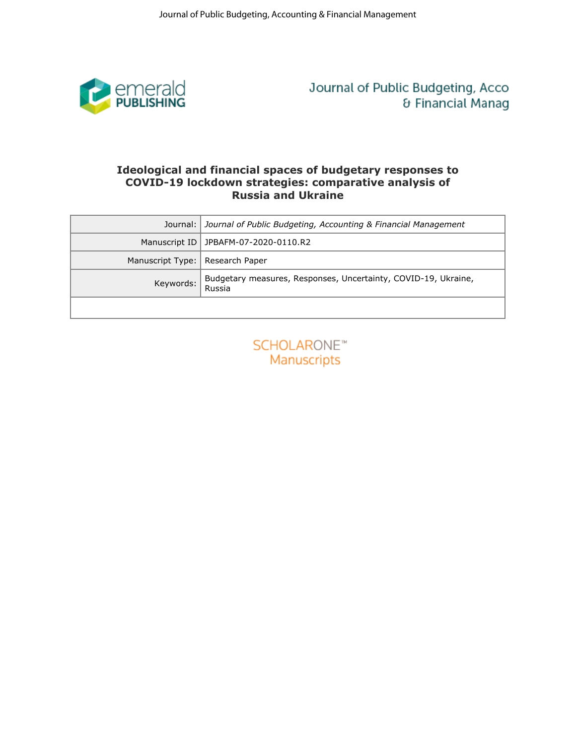# Ideological and financial spaces of budgetary responses to COVID-19 lockdown strategies: comparative analysis of Russia and Ukraine

| Journal: | *Journal of Public Budgeting, Accounting & Financial Management* |
|---|---|
| Manuscript ID | JPBAFM-07-2020-0110.R2 |
| Manuscript Type: | Research Paper |
| Keywords: | Budgetary measures, Responses, Uncertainty, COVID-19, Ukraine, Russia |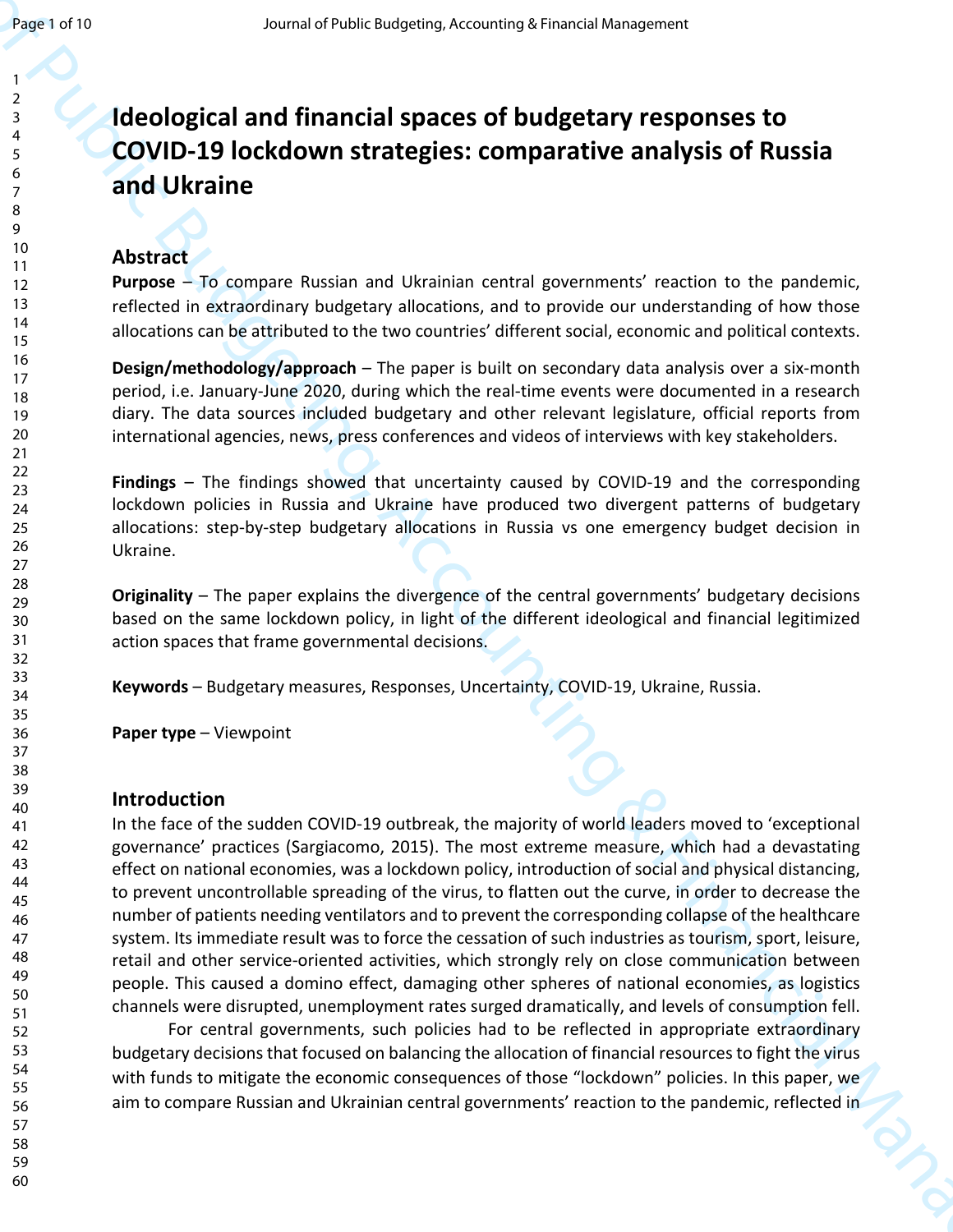# Ideological and financial spaces of budgetary responses to COVID-19 lockdown strategies: comparative analysis of Russia and Ukraine

## Abstract

**Purpose** – To compare Russian and Ukrainian central governments' reaction to the pandemic, reflected in extraordinary budgetary allocations, and to provide our understanding of how those allocations can be attributed to the two countries' different social, economic and political contexts.

**Design/methodology/approach** – The paper is built on secondary data analysis over a six-month period, i.e. January-June 2020, during which the real-time events were documented in a research diary. The data sources included budgetary and other relevant legislature, official reports from international agencies, news, press conferences and videos of interviews with key stakeholders.

**Findings** – The findings showed that uncertainty caused by COVID-19 and the corresponding lockdown policies in Russia and Ukraine have produced two divergent patterns of budgetary allocations: step-by-step budgetary allocations in Russia vs one emergency budget decision in Ukraine.

**Originality** – The paper explains the divergence of the central governments' budgetary decisions based on the same lockdown policy, in light of the different ideological and financial legitimized action spaces that frame governmental decisions.

**Keywords** – Budgetary measures, Responses, Uncertainty, COVID-19, Ukraine, Russia.

**Paper type** – Viewpoint

## Introduction

In the face of the sudden COVID-19 outbreak, the majority of world leaders moved to 'exceptional governance' practices (Sargiacomo, 2015). The most extreme measure, which had a devastating effect on national economies, was a lockdown policy, introduction of social and physical distancing, to prevent uncontrollable spreading of the virus, to flatten out the curve, in order to decrease the number of patients needing ventilators and to prevent the corresponding collapse of the healthcare system. Its immediate result was to force the cessation of such industries as tourism, sport, leisure, retail and other service-oriented activities, which strongly rely on close communication between people. This caused a domino effect, damaging other spheres of national economies, as logistics channels were disrupted, unemployment rates surged dramatically, and levels of consumption fell.

For central governments, such policies had to be reflected in appropriate extraordinary budgetary decisions that focused on balancing the allocation of financial resources to fight the virus with funds to mitigate the economic consequences of those "lockdown" policies. In this paper, we aim to compare Russian and Ukrainian central governments' reaction to the pandemic, reflected in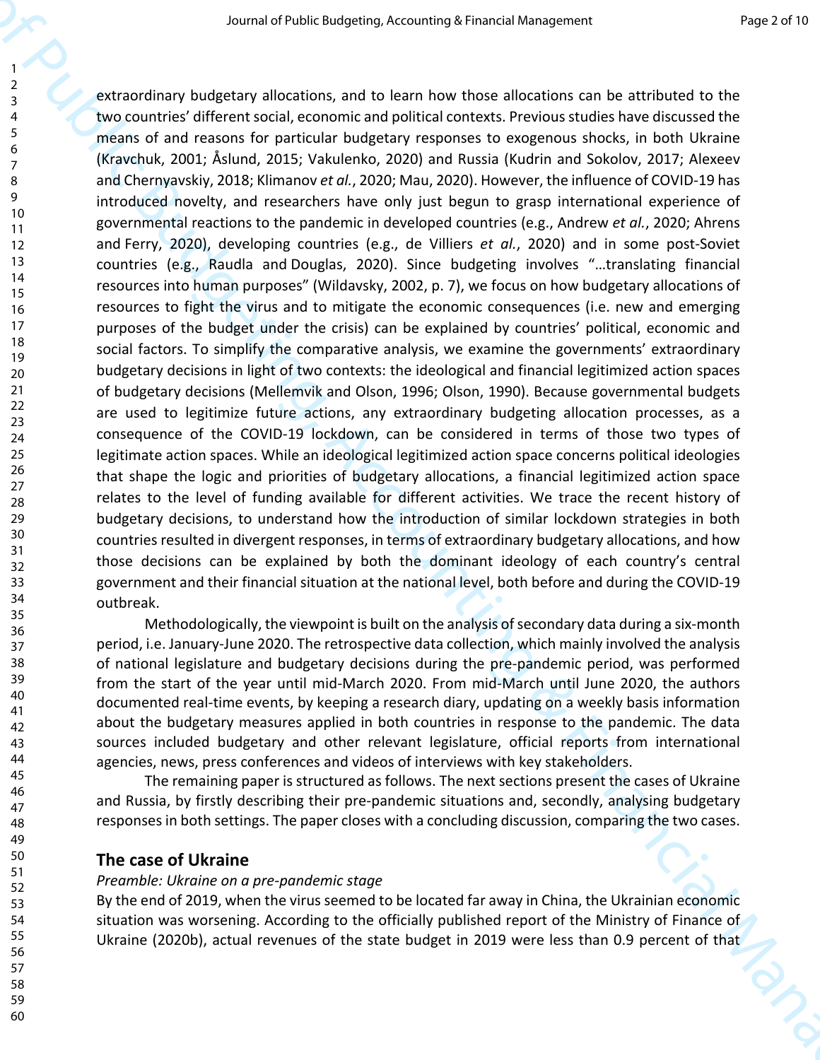extraordinary budgetary allocations, and to learn how those allocations can be attributed to the two countries' different social, economic and political contexts. Previous studies have discussed the means of and reasons for particular budgetary responses to exogenous shocks, in both Ukraine (Kravchuk, 2001; Åslund, 2015; Vakulenko, 2020) and Russia (Kudrin and Sokolov, 2017; Alexeev and Chernyavskiy, 2018; Klimanov *et al.*, 2020; Mau, 2020). However, the influence of COVID-19 has introduced novelty, and researchers have only just begun to grasp international experience of governmental reactions to the pandemic in developed countries (e.g., Andrew *et al.*, 2020; Ahrens and Ferry, 2020), developing countries (e.g., de Villiers *et al.*, 2020) and in some post-Soviet countries (e.g., Raudla and Douglas, 2020). Since budgeting involves "…translating financial resources into human purposes" (Wildavsky, 2002, p. 7), we focus on how budgetary allocations of resources to fight the virus and to mitigate the economic consequences (i.e. new and emerging purposes of the budget under the crisis) can be explained by countries' political, economic and social factors. To simplify the comparative analysis, we examine the governments' extraordinary budgetary decisions in light of two contexts: the ideological and financial legitimized action spaces of budgetary decisions (Mellemvik and Olson, 1996; Olson, 1990). Because governmental budgets are used to legitimize future actions, any extraordinary budgeting allocation processes, as a consequence of the COVID-19 lockdown, can be considered in terms of those two types of legitimate action spaces. While an ideological legitimized action space concerns political ideologies that shape the logic and priorities of budgetary allocations, a financial legitimized action space relates to the level of funding available for different activities. We trace the recent history of budgetary decisions, to understand how the introduction of similar lockdown strategies in both countries resulted in divergent responses, in terms of extraordinary budgetary allocations, and how those decisions can be explained by both the dominant ideology of each country's central government and their financial situation at the national level, both before and during the COVID-19 outbreak.

Methodologically, the viewpoint is built on the analysis of secondary data during a six-month period, i.e. January-June 2020. The retrospective data collection, which mainly involved the analysis of national legislature and budgetary decisions during the pre-pandemic period, was performed from the start of the year until mid-March 2020. From mid-March until June 2020, the authors documented real-time events, by keeping a research diary, updating on a weekly basis information about the budgetary measures applied in both countries in response to the pandemic. The data sources included budgetary and other relevant legislature, official reports from international agencies, news, press conferences and videos of interviews with key stakeholders.

The remaining paper is structured as follows. The next sections present the cases of Ukraine and Russia, by firstly describing their pre-pandemic situations and, secondly, analysing budgetary responses in both settings. The paper closes with a concluding discussion, comparing the two cases.

## The case of Ukraine

*Preamble: Ukraine on a pre-pandemic stage*

By the end of 2019, when the virus seemed to be located far away in China, the Ukrainian economic situation was worsening. According to the officially published report of the Ministry of Finance of Ukraine (2020b), actual revenues of the state budget in 2019 were less than 0.9 percent of that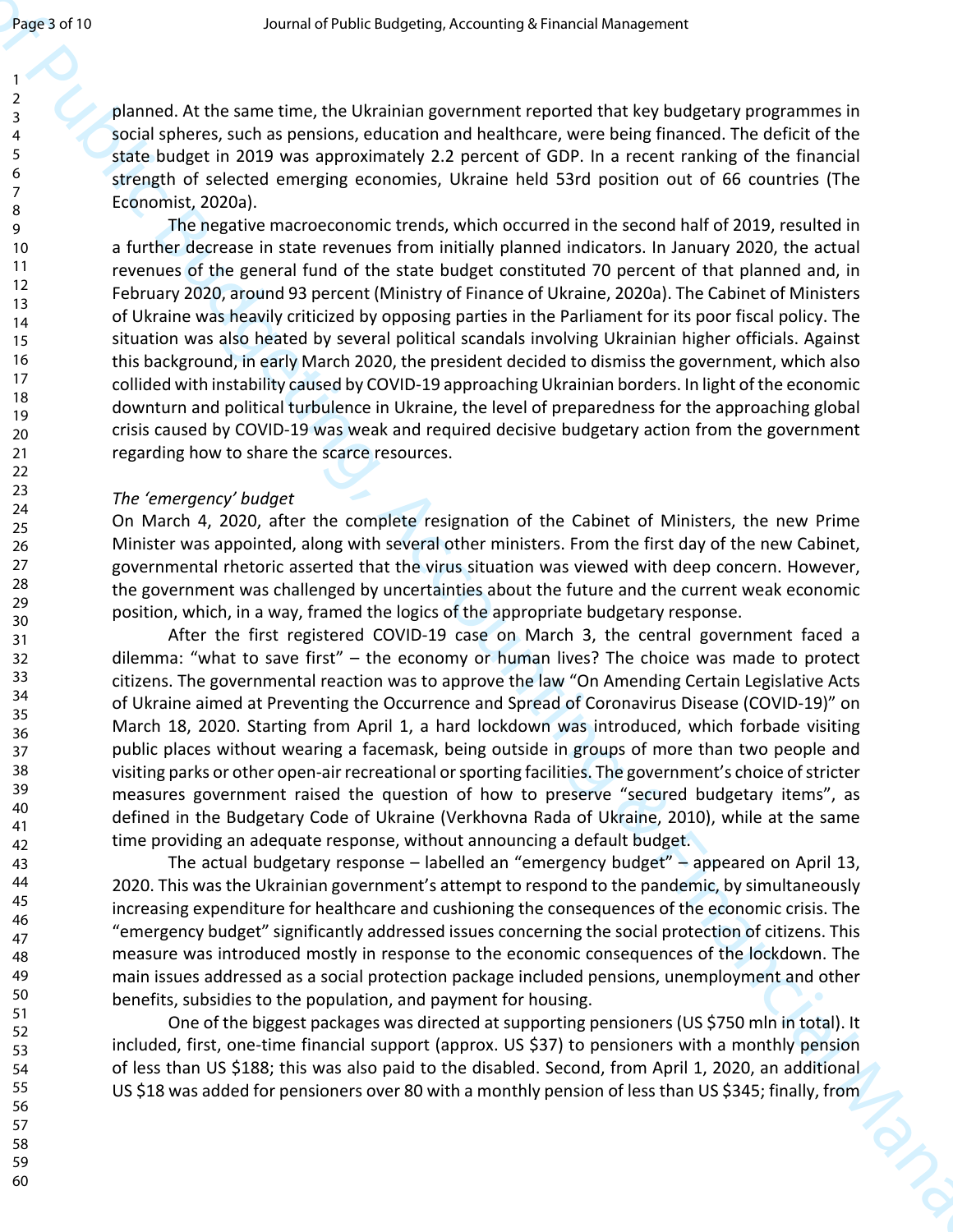planned. At the same time, the Ukrainian government reported that key budgetary programmes in social spheres, such as pensions, education and healthcare, were being financed. The deficit of the state budget in 2019 was approximately 2.2 percent of GDP. In a recent ranking of the financial strength of selected emerging economies, Ukraine held 53rd position out of 66 countries (The Economist, 2020a).

The negative macroeconomic trends, which occurred in the second half of 2019, resulted in a further decrease in state revenues from initially planned indicators. In January 2020, the actual revenues of the general fund of the state budget constituted 70 percent of that planned and, in February 2020, around 93 percent (Ministry of Finance of Ukraine, 2020a). The Cabinet of Ministers of Ukraine was heavily criticized by opposing parties in the Parliament for its poor fiscal policy. The situation was also heated by several political scandals involving Ukrainian higher officials. Against this background, in early March 2020, the president decided to dismiss the government, which also collided with instability caused by COVID-19 approaching Ukrainian borders. In light of the economic downturn and political turbulence in Ukraine, the level of preparedness for the approaching global crisis caused by COVID-19 was weak and required decisive budgetary action from the government regarding how to share the scarce resources.

*The 'emergency' budget*

On March 4, 2020, after the complete resignation of the Cabinet of Ministers, the new Prime Minister was appointed, along with several other ministers. From the first day of the new Cabinet, governmental rhetoric asserted that the virus situation was viewed with deep concern. However, the government was challenged by uncertainties about the future and the current weak economic position, which, in a way, framed the logics of the appropriate budgetary response.

After the first registered COVID-19 case on March 3, the central government faced a dilemma: "what to save first" – the economy or human lives? The choice was made to protect citizens. The governmental reaction was to approve the law "On Amending Certain Legislative Acts of Ukraine aimed at Preventing the Occurrence and Spread of Coronavirus Disease (COVID-19)" on March 18, 2020. Starting from April 1, a hard lockdown was introduced, which forbade visiting public places without wearing a facemask, being outside in groups of more than two people and visiting parks or other open-air recreational or sporting facilities. The government's choice of stricter measures government raised the question of how to preserve "secured budgetary items", as defined in the Budgetary Code of Ukraine (Verkhovna Rada of Ukraine, 2010), while at the same time providing an adequate response, without announcing a default budget.

The actual budgetary response – labelled an "emergency budget" – appeared on April 13, 2020. This was the Ukrainian government's attempt to respond to the pandemic, by simultaneously increasing expenditure for healthcare and cushioning the consequences of the economic crisis. The "emergency budget" significantly addressed issues concerning the social protection of citizens. This measure was introduced mostly in response to the economic consequences of the lockdown. The main issues addressed as a social protection package included pensions, unemployment and other benefits, subsidies to the population, and payment for housing.

One of the biggest packages was directed at supporting pensioners (US $750 mln in total). It included, first, one-time financial support (approx. US $37) to pensioners with a monthly pension of less than US $188; this was also paid to the disabled. Second, from April 1, 2020, an additional US $18 was added for pensioners over 80 with a monthly pension of less than US $345; finally, from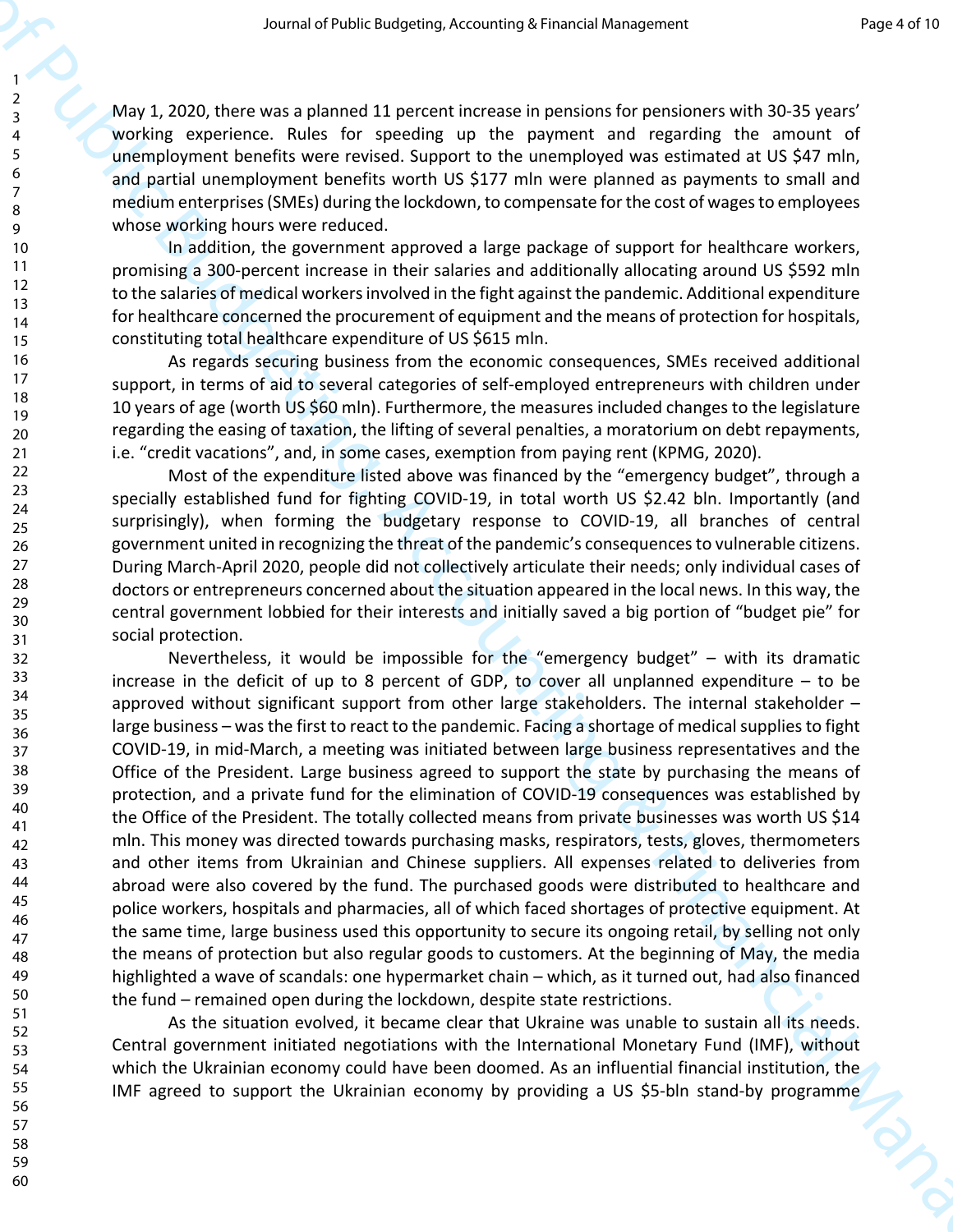May 1, 2020, there was a planned 11 percent increase in pensions for pensioners with 30-35 years' working experience. Rules for speeding up the payment and regarding the amount of unemployment benefits were revised. Support to the unemployed was estimated at US $47 mln, and partial unemployment benefits worth US $177 mln were planned as payments to small and medium enterprises (SMEs) during the lockdown, to compensate for the cost of wages to employees whose working hours were reduced.

In addition, the government approved a large package of support for healthcare workers, promising a 300-percent increase in their salaries and additionally allocating around US $592 mln to the salaries of medical workers involved in the fight against the pandemic. Additional expenditure for healthcare concerned the procurement of equipment and the means of protection for hospitals, constituting total healthcare expenditure of US $615 mln.

As regards securing business from the economic consequences, SMEs received additional support, in terms of aid to several categories of self-employed entrepreneurs with children under 10 years of age (worth US $60 mln). Furthermore, the measures included changes to the legislature regarding the easing of taxation, the lifting of several penalties, a moratorium on debt repayments, i.e. "credit vacations", and, in some cases, exemption from paying rent (KPMG, 2020).

Most of the expenditure listed above was financed by the "emergency budget", through a specially established fund for fighting COVID-19, in total worth US $2.42 bln. Importantly (and surprisingly), when forming the budgetary response to COVID-19, all branches of central government united in recognizing the threat of the pandemic's consequences to vulnerable citizens. During March-April 2020, people did not collectively articulate their needs; only individual cases of doctors or entrepreneurs concerned about the situation appeared in the local news. In this way, the central government lobbied for their interests and initially saved a big portion of "budget pie" for social protection.

Nevertheless, it would be impossible for the "emergency budget" – with its dramatic increase in the deficit of up to 8 percent of GDP, to cover all unplanned expenditure – to be approved without significant support from other large stakeholders. The internal stakeholder – large business – was the first to react to the pandemic. Facing a shortage of medical supplies to fight COVID-19, in mid-March, a meeting was initiated between large business representatives and the Office of the President. Large business agreed to support the state by purchasing the means of protection, and a private fund for the elimination of COVID-19 consequences was established by the Office of the President. The totally collected means from private businesses was worth US $14 mln. This money was directed towards purchasing masks, respirators, tests, gloves, thermometers and other items from Ukrainian and Chinese suppliers. All expenses related to deliveries from abroad were also covered by the fund. The purchased goods were distributed to healthcare and police workers, hospitals and pharmacies, all of which faced shortages of protective equipment. At the same time, large business used this opportunity to secure its ongoing retail, by selling not only the means of protection but also regular goods to customers. At the beginning of May, the media highlighted a wave of scandals: one hypermarket chain – which, as it turned out, had also financed the fund – remained open during the lockdown, despite state restrictions.

As the situation evolved, it became clear that Ukraine was unable to sustain all its needs. Central government initiated negotiations with the International Monetary Fund (IMF), without which the Ukrainian economy could have been doomed. As an influential financial institution, the IMF agreed to support the Ukrainian economy by providing a US $5-bln stand-by programme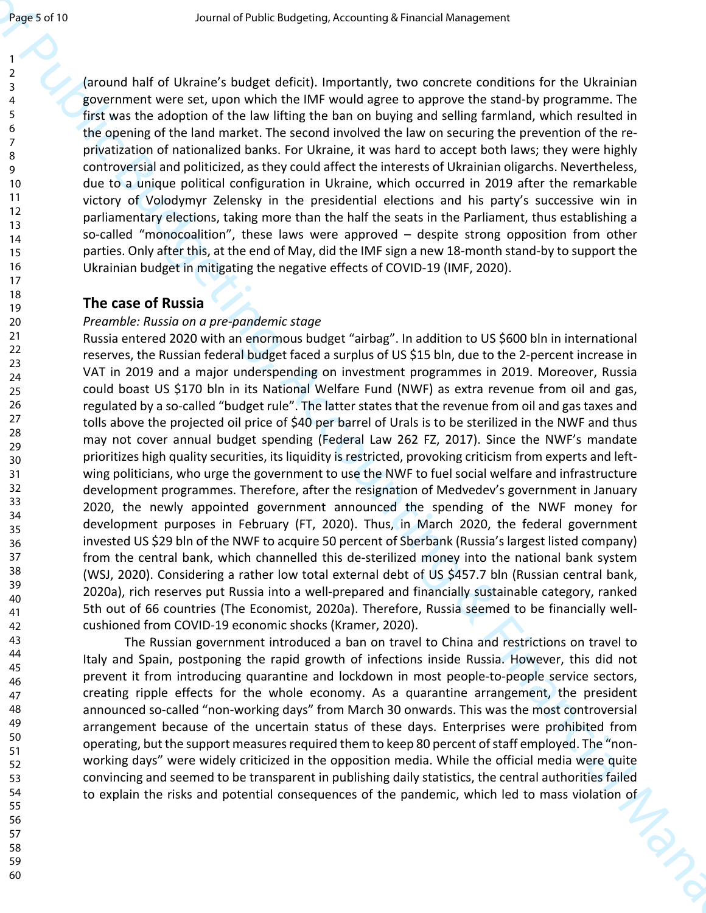(around half of Ukraine's budget deficit). Importantly, two concrete conditions for the Ukrainian government were set, upon which the IMF would agree to approve the stand-by programme. The first was the adoption of the law lifting the ban on buying and selling farmland, which resulted in the opening of the land market. The second involved the law on securing the prevention of the re-privatization of nationalized banks. For Ukraine, it was hard to accept both laws; they were highly controversial and politicized, as they could affect the interests of Ukrainian oligarchs. Nevertheless, due to a unique political configuration in Ukraine, which occurred in 2019 after the remarkable victory of Volodymyr Zelensky in the presidential elections and his party's successive win in parliamentary elections, taking more than the half the seats in the Parliament, thus establishing a so-called "monocoalition", these laws were approved – despite strong opposition from other parties. Only after this, at the end of May, did the IMF sign a new 18-month stand-by to support the Ukrainian budget in mitigating the negative effects of COVID-19 (IMF, 2020).

## The case of Russia

*Preamble: Russia on a pre-pandemic stage*

Russia entered 2020 with an enormous budget "airbag". In addition to US $600 bln in international reserves, the Russian federal budget faced a surplus of US $15 bln, due to the 2-percent increase in VAT in 2019 and a major underspending on investment programmes in 2019. Moreover, Russia could boast US $170 bln in its National Welfare Fund (NWF) as extra revenue from oil and gas, regulated by a so-called "budget rule". The latter states that the revenue from oil and gas taxes and tolls above the projected oil price of $40 per barrel of Urals is to be sterilized in the NWF and thus may not cover annual budget spending (Federal Law 262 FZ, 2017). Since the NWF's mandate prioritizes high quality securities, its liquidity is restricted, provoking criticism from experts and left-wing politicians, who urge the government to use the NWF to fuel social welfare and infrastructure development programmes. Therefore, after the resignation of Medvedev's government in January 2020, the newly appointed government announced the spending of the NWF money for development purposes in February (FT, 2020). Thus, in March 2020, the federal government invested US $29 bln of the NWF to acquire 50 percent of Sberbank (Russia's largest listed company) from the central bank, which channelled this de-sterilized money into the national bank system (WSJ, 2020). Considering a rather low total external debt of US $457.7 bln (Russian central bank, 2020a), rich reserves put Russia into a well-prepared and financially sustainable category, ranked 5th out of 66 countries (The Economist, 2020a). Therefore, Russia seemed to be financially well-cushioned from COVID-19 economic shocks (Kramer, 2020).

The Russian government introduced a ban on travel to China and restrictions on travel to Italy and Spain, postponing the rapid growth of infections inside Russia. However, this did not prevent it from introducing quarantine and lockdown in most people-to-people service sectors, creating ripple effects for the whole economy. As a quarantine arrangement, the president announced so-called "non-working days" from March 30 onwards. This was the most controversial arrangement because of the uncertain status of these days. Enterprises were prohibited from operating, but the support measures required them to keep 80 percent of staff employed. The "non-working days" were widely criticized in the opposition media. While the official media were quite convincing and seemed to be transparent in publishing daily statistics, the central authorities failed to explain the risks and potential consequences of the pandemic, which led to mass violation of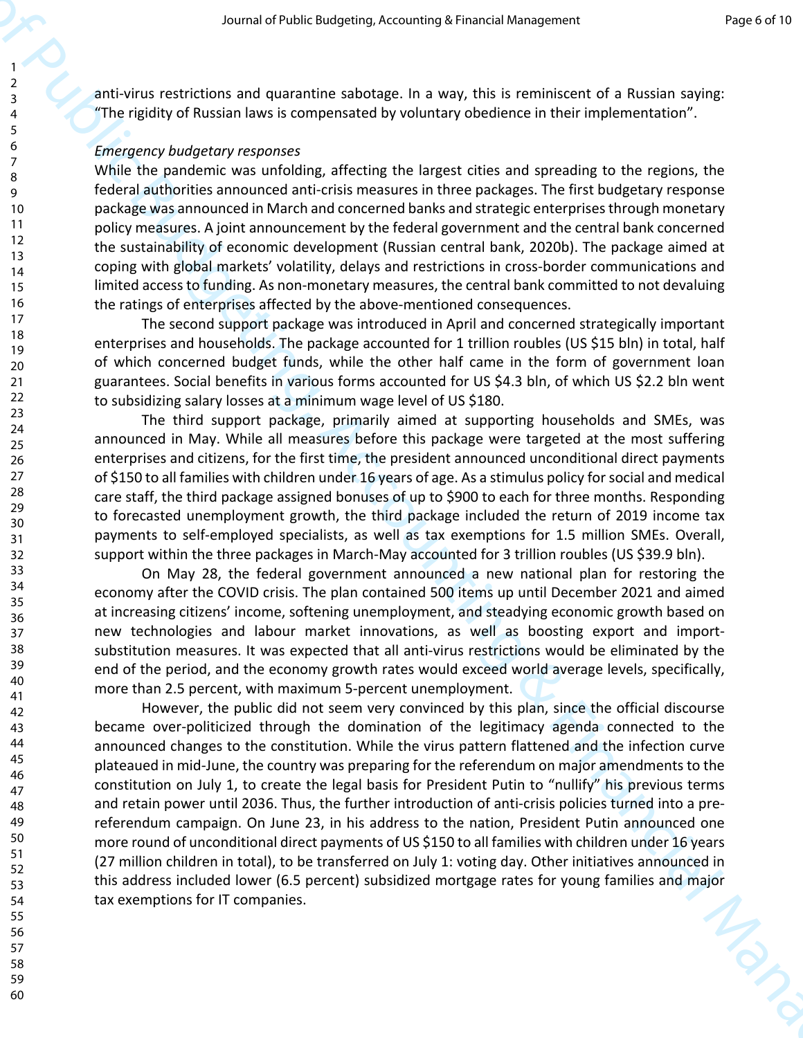anti-virus restrictions and quarantine sabotage. In a way, this is reminiscent of a Russian saying: "The rigidity of Russian laws is compensated by voluntary obedience in their implementation".

*Emergency budgetary responses*

While the pandemic was unfolding, affecting the largest cities and spreading to the regions, the federal authorities announced anti-crisis measures in three packages. The first budgetary response package was announced in March and concerned banks and strategic enterprises through monetary policy measures. A joint announcement by the federal government and the central bank concerned the sustainability of economic development (Russian central bank, 2020b). The package aimed at coping with global markets' volatility, delays and restrictions in cross-border communications and limited access to funding. As non-monetary measures, the central bank committed to not devaluing the ratings of enterprises affected by the above-mentioned consequences.

The second support package was introduced in April and concerned strategically important enterprises and households. The package accounted for 1 trillion roubles (US $15 bln) in total, half of which concerned budget funds, while the other half came in the form of government loan guarantees. Social benefits in various forms accounted for US $4.3 bln, of which US $2.2 bln went to subsidizing salary losses at a minimum wage level of US $180.

The third support package, primarily aimed at supporting households and SMEs, was announced in May. While all measures before this package were targeted at the most suffering enterprises and citizens, for the first time, the president announced unconditional direct payments of $150 to all families with children under 16 years of age. As a stimulus policy for social and medical care staff, the third package assigned bonuses of up to $900 to each for three months. Responding to forecasted unemployment growth, the third package included the return of 2019 income tax payments to self-employed specialists, as well as tax exemptions for 1.5 million SMEs. Overall, support within the three packages in March-May accounted for 3 trillion roubles (US $39.9 bln).

On May 28, the federal government announced a new national plan for restoring the economy after the COVID crisis. The plan contained 500 items up until December 2021 and aimed at increasing citizens' income, softening unemployment, and steadying economic growth based on new technologies and labour market innovations, as well as boosting export and import-substitution measures. It was expected that all anti-virus restrictions would be eliminated by the end of the period, and the economy growth rates would exceed world average levels, specifically, more than 2.5 percent, with maximum 5-percent unemployment.

However, the public did not seem very convinced by this plan, since the official discourse became over-politicized through the domination of the legitimacy agenda connected to the announced changes to the constitution. While the virus pattern flattened and the infection curve plateaued in mid-June, the country was preparing for the referendum on major amendments to the constitution on July 1, to create the legal basis for President Putin to "nullify" his previous terms and retain power until 2036. Thus, the further introduction of anti-crisis policies turned into a pre-referendum campaign. On June 23, in his address to the nation, President Putin announced one more round of unconditional direct payments of US $150 to all families with children under 16 years (27 million children in total), to be transferred on July 1: voting day. Other initiatives announced in this address included lower (6.5 percent) subsidized mortgage rates for young families and major tax exemptions for IT companies.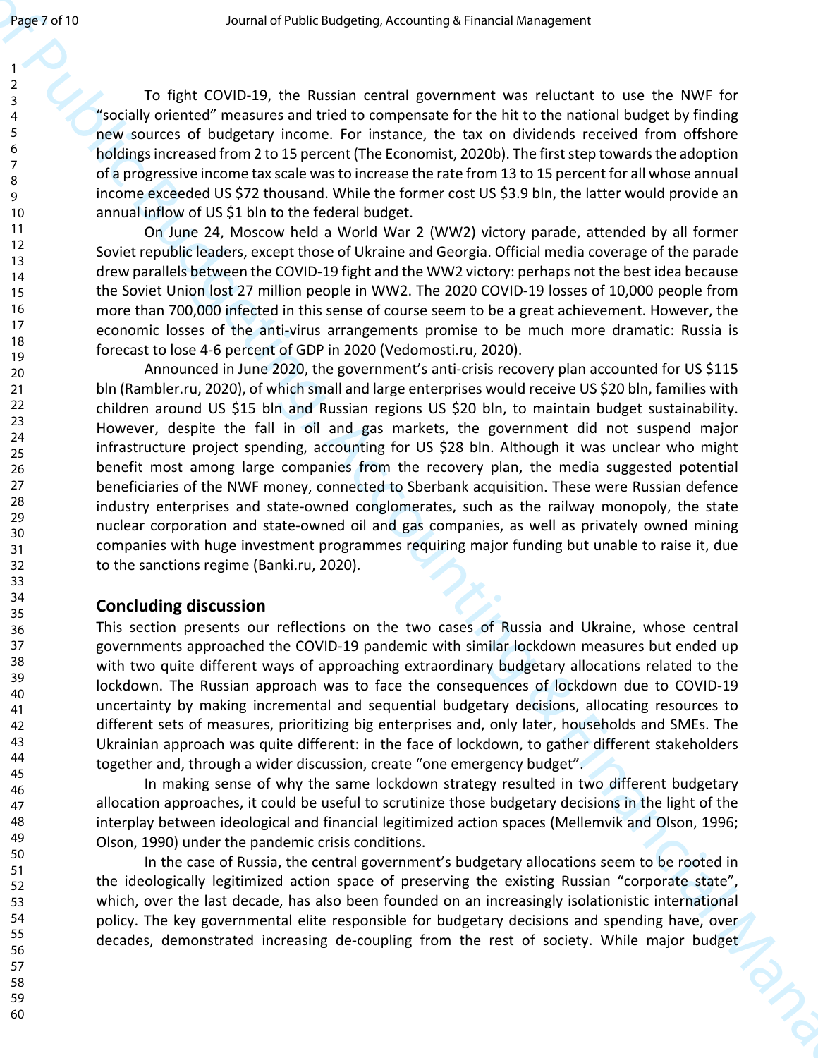To fight COVID-19, the Russian central government was reluctant to use the NWF for "socially oriented" measures and tried to compensate for the hit to the national budget by finding new sources of budgetary income. For instance, the tax on dividends received from offshore holdings increased from 2 to 15 percent (The Economist, 2020b). The first step towards the adoption of a progressive income tax scale was to increase the rate from 13 to 15 percent for all whose annual income exceeded US $72 thousand. While the former cost US $3.9 bln, the latter would provide an annual inflow of US $1 bln to the federal budget.

On June 24, Moscow held a World War 2 (WW2) victory parade, attended by all former Soviet republic leaders, except those of Ukraine and Georgia. Official media coverage of the parade drew parallels between the COVID-19 fight and the WW2 victory: perhaps not the best idea because the Soviet Union lost 27 million people in WW2. The 2020 COVID-19 losses of 10,000 people from more than 700,000 infected in this sense of course seem to be a great achievement. However, the economic losses of the anti-virus arrangements promise to be much more dramatic: Russia is forecast to lose 4-6 percent of GDP in 2020 (Vedomosti.ru, 2020).

Announced in June 2020, the government's anti-crisis recovery plan accounted for US $115 bln (Rambler.ru, 2020), of which small and large enterprises would receive US $20 bln, families with children around US $15 bln and Russian regions US $20 bln, to maintain budget sustainability. However, despite the fall in oil and gas markets, the government did not suspend major infrastructure project spending, accounting for US $28 bln. Although it was unclear who might benefit most among large companies from the recovery plan, the media suggested potential beneficiaries of the NWF money, connected to Sberbank acquisition. These were Russian defence industry enterprises and state-owned conglomerates, such as the railway monopoly, the state nuclear corporation and state-owned oil and gas companies, as well as privately owned mining companies with huge investment programmes requiring major funding but unable to raise it, due to the sanctions regime (Banki.ru, 2020).

## Concluding discussion

This section presents our reflections on the two cases of Russia and Ukraine, whose central governments approached the COVID-19 pandemic with similar lockdown measures but ended up with two quite different ways of approaching extraordinary budgetary allocations related to the lockdown. The Russian approach was to face the consequences of lockdown due to COVID-19 uncertainty by making incremental and sequential budgetary decisions, allocating resources to different sets of measures, prioritizing big enterprises and, only later, households and SMEs. The Ukrainian approach was quite different: in the face of lockdown, to gather different stakeholders together and, through a wider discussion, create "one emergency budget".

In making sense of why the same lockdown strategy resulted in two different budgetary allocation approaches, it could be useful to scrutinize those budgetary decisions in the light of the interplay between ideological and financial legitimized action spaces (Mellemvik and Olson, 1996; Olson, 1990) under the pandemic crisis conditions.

In the case of Russia, the central government's budgetary allocations seem to be rooted in the ideologically legitimized action space of preserving the existing Russian "corporate state", which, over the last decade, has also been founded on an increasingly isolationistic international policy. The key governmental elite responsible for budgetary decisions and spending have, over decades, demonstrated increasing de-coupling from the rest of society. While major budget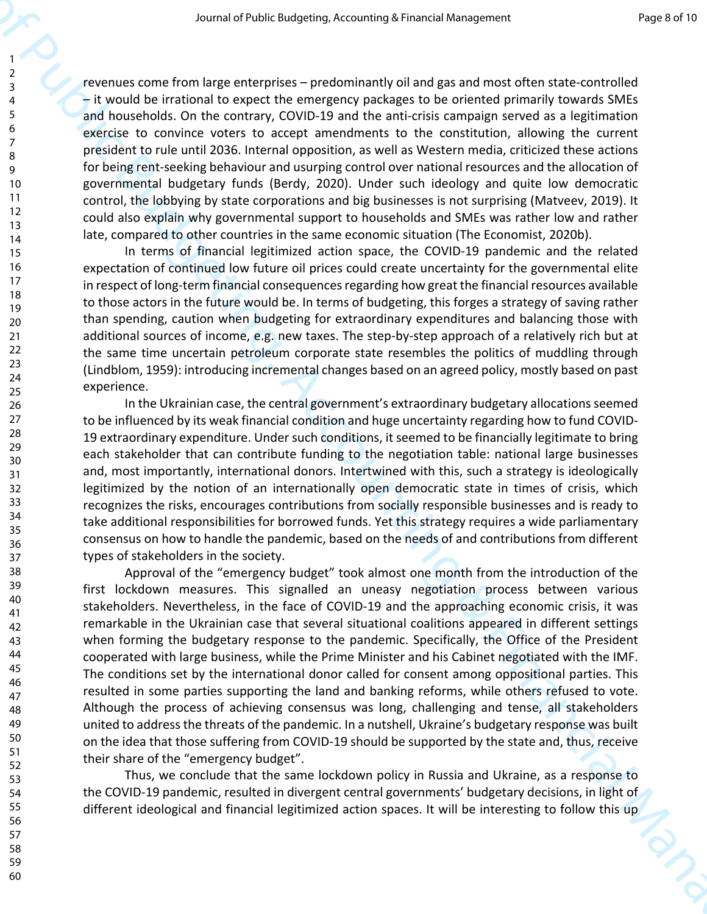revenues come from large enterprises – predominantly oil and gas and most often state-controlled – it would be irrational to expect the emergency packages to be oriented primarily towards SMEs and households. On the contrary, COVID-19 and the anti-crisis campaign served as a legitimation exercise to convince voters to accept amendments to the constitution, allowing the current president to rule until 2036. Internal opposition, as well as Western media, criticized these actions for being rent-seeking behaviour and usurping control over national resources and the allocation of governmental budgetary funds (Berdy, 2020). Under such ideology and quite low democratic control, the lobbying by state corporations and big businesses is not surprising (Matveev, 2019). It could also explain why governmental support to households and SMEs was rather low and rather late, compared to other countries in the same economic situation (The Economist, 2020b).

In terms of financial legitimized action space, the COVID-19 pandemic and the related expectation of continued low future oil prices could create uncertainty for the governmental elite in respect of long-term financial consequences regarding how great the financial resources available to those actors in the future would be. In terms of budgeting, this forges a strategy of saving rather than spending, caution when budgeting for extraordinary expenditures and balancing those with additional sources of income, e.g. new taxes. The step-by-step approach of a relatively rich but at the same time uncertain petroleum corporate state resembles the politics of muddling through (Lindblom, 1959): introducing incremental changes based on an agreed policy, mostly based on past experience.

In the Ukrainian case, the central government's extraordinary budgetary allocations seemed to be influenced by its weak financial condition and huge uncertainty regarding how to fund COVID-19 extraordinary expenditure. Under such conditions, it seemed to be financially legitimate to bring each stakeholder that can contribute funding to the negotiation table: national large businesses and, most importantly, international donors. Intertwined with this, such a strategy is ideologically legitimized by the notion of an internationally open democratic state in times of crisis, which recognizes the risks, encourages contributions from socially responsible businesses and is ready to take additional responsibilities for borrowed funds. Yet this strategy requires a wide parliamentary consensus on how to handle the pandemic, based on the needs of and contributions from different types of stakeholders in the society.

Approval of the "emergency budget" took almost one month from the introduction of the first lockdown measures. This signalled an uneasy negotiation process between various stakeholders. Nevertheless, in the face of COVID-19 and the approaching economic crisis, it was remarkable in the Ukrainian case that several situational coalitions appeared in different settings when forming the budgetary response to the pandemic. Specifically, the Office of the President cooperated with large business, while the Prime Minister and his Cabinet negotiated with the IMF. The conditions set by the international donor called for consent among oppositional parties. This resulted in some parties supporting the land and banking reforms, while others refused to vote. Although the process of achieving consensus was long, challenging and tense, all stakeholders united to address the threats of the pandemic. In a nutshell, Ukraine's budgetary response was built on the idea that those suffering from COVID-19 should be supported by the state and, thus, receive their share of the "emergency budget".

Thus, we conclude that the same lockdown policy in Russia and Ukraine, as a response to the COVID-19 pandemic, resulted in divergent central governments' budgetary decisions, in light of different ideological and financial legitimized action spaces. It will be interesting to follow this up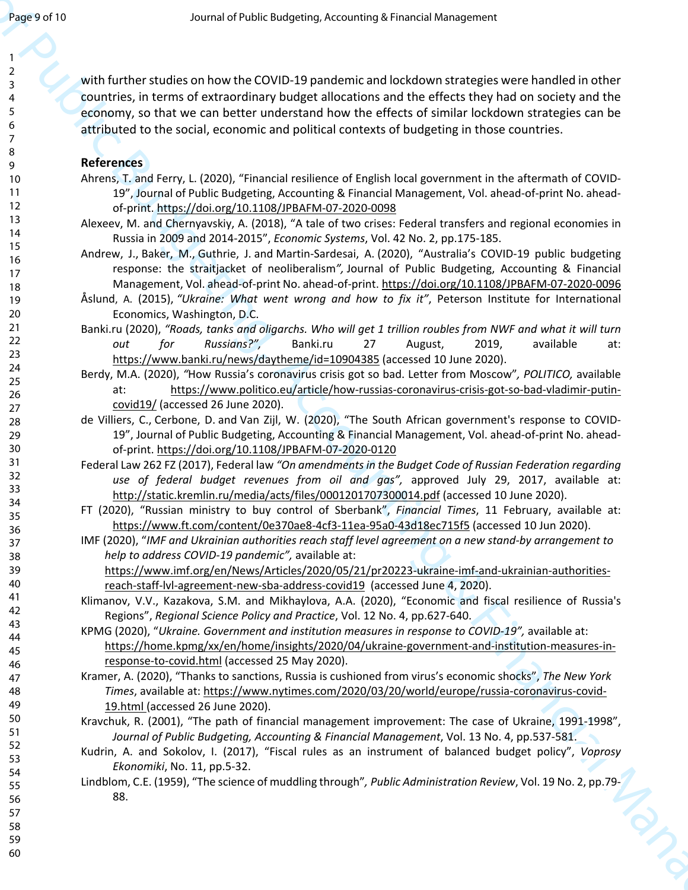with further studies on how the COVID-19 pandemic and lockdown strategies were handled in other countries, in terms of extraordinary budget allocations and the effects they had on society and the economy, so that we can better understand how the effects of similar lockdown strategies can be attributed to the social, economic and political contexts of budgeting in those countries.

## References

Ahrens, T. and Ferry, L. (2020), "Financial resilience of English local government in the aftermath of COVID-19", Journal of Public Budgeting, Accounting & Financial Management, Vol. ahead-of-print No. ahead-of-print. https://doi.org/10.1108/JPBAFM-07-2020-0098

Alexeev, M. and Chernyavskiy, A. (2018), "A tale of two crises: Federal transfers and regional economies in Russia in 2009 and 2014-2015", *Economic Systems*, Vol. 42 No. 2, pp.175-185.

Andrew, J., Baker, M., Guthrie, J. and Martin-Sardesai, A. (2020), "Australia's COVID-19 public budgeting response: the straitjacket of neoliberalism*",* Journal of Public Budgeting, Accounting & Financial Management, Vol. ahead-of-print No. ahead-of-print. https://doi.org/10.1108/JPBAFM-07-2020-0096

Åslund, A. (2015), *"Ukraine: What went wrong and how to fix it"*, Peterson Institute for International Economics, Washington, D.C.

Banki.ru (2020), *"Roads, tanks and oligarchs. Who will get 1 trillion roubles from NWF and what it will turn out for Russians?",* Banki.ru 27 August, 2019, available at: https://www.banki.ru/news/daytheme/id=10904385 (accessed 10 June 2020).

Berdy, M.A. (2020), *"*How Russia's coronavirus crisis got so bad. Letter from Moscow"*, POLITICO,* available at: https://www.politico.eu/article/how-russias-coronavirus-crisis-got-so-bad-vladimir-putin-covid19/ (accessed 26 June 2020).

de Villiers, C., Cerbone, D. and Van Zijl, W. (2020), "The South African government's response to COVID-19", Journal of Public Budgeting, Accounting & Financial Management, Vol. ahead-of-print No. ahead-of-print. https://doi.org/10.1108/JPBAFM-07-2020-0120

Federal Law 262 FZ (2017), Federal law *"On amendments in the Budget Code of Russian Federation regarding use of federal budget revenues from oil and gas",* approved July 29, 2017, available at: http://static.kremlin.ru/media/acts/files/0001201707300014.pdf (accessed 10 June 2020).

FT (2020), "Russian ministry to buy control of Sberbank", *Financial Times*, 11 February, available at: https://www.ft.com/content/0e370ae8-4cf3-11ea-95a0-43d18ec715f5 (accessed 10 Jun 2020).

IMF (2020), "*IMF and Ukrainian authorities reach staff level agreement on a new stand-by arrangement to help to address COVID-19 pandemic",* available at: https://www.imf.org/en/News/Articles/2020/05/21/pr20223-ukraine-imf-and-ukrainian-authorities-reach-staff-lvl-agreement-new-sba-address-covid19 (accessed June 4, 2020).

Klimanov, V.V., Kazakova, S.M. and Mikhaylova, A.A. (2020), "Economic and fiscal resilience of Russia's Regions", *Regional Science Policy and Practice*, Vol. 12 No. 4, pp.627-640.

KPMG (2020), "*Ukraine. Government and institution measures in response to COVID-19",* available at: https://home.kpmg/xx/en/home/insights/2020/04/ukraine-government-and-institution-measures-in-response-to-covid.html (accessed 25 May 2020).

Kramer, A. (2020), "Thanks to sanctions, Russia is cushioned from virus's economic shocks", *The New York Times*, available at: https://www.nytimes.com/2020/03/20/world/europe/russia-coronavirus-covid-19.html (accessed 26 June 2020).

Kravchuk, R. (2001), "The path of financial management improvement: The case of Ukraine, 1991-1998", *Journal of Public Budgeting, Accounting & Financial Management*, Vol. 13 No. 4, pp.537-581.

Kudrin, A. and Sokolov, I. (2017), "Fiscal rules as an instrument of balanced budget policy", *Voprosy Ekonomiki*, No. 11, pp.5-32.

Lindblom, C.E. (1959), "The science of muddling through"*, Public Administration Review*, Vol. 19 No. 2, pp.79-88.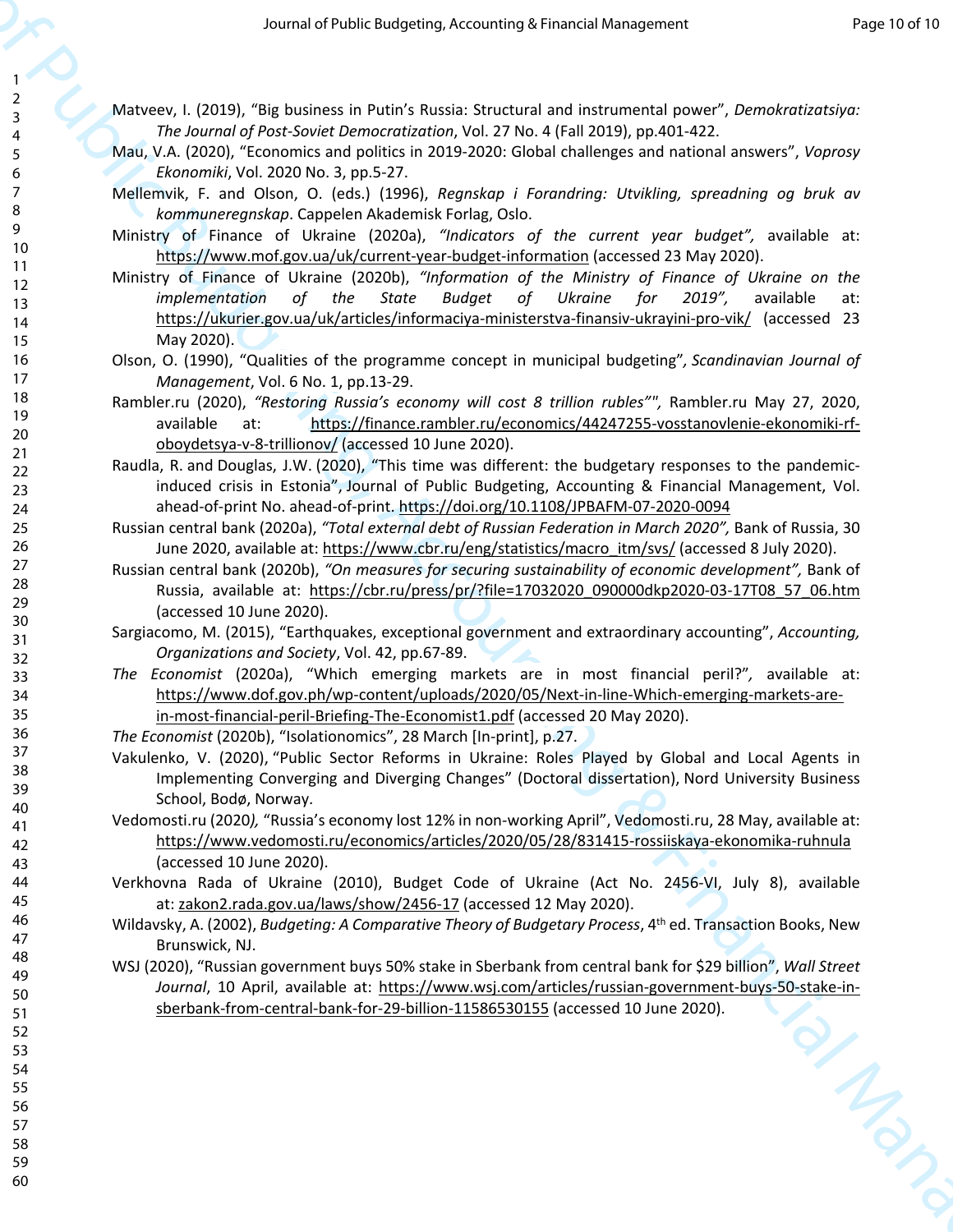Matveev, I. (2019), "Big business in Putin's Russia: Structural and instrumental power", *Demokratizatsiya: The Journal of Post-Soviet Democratization*, Vol. 27 No. 4 (Fall 2019), pp.401-422.

Mau, V.A. (2020), "Economics and politics in 2019-2020: Global challenges and national answers", *Voprosy Ekonomiki*, Vol. 2020 No. 3, pp.5-27.

Mellemvik, F. and Olson, O. (eds.) (1996), *Regnskap i Forandring: Utvikling, spreadning og bruk av kommuneregnskap*. Cappelen Akademisk Forlag, Oslo.

Ministry of Finance of Ukraine (2020a), *"Indicators of the current year budget",* available at: https://www.mof.gov.ua/uk/current-year-budget-information (accessed 23 May 2020).

Ministry of Finance of Ukraine (2020b), *"Information of the Ministry of Finance of Ukraine on the implementation of the State Budget of Ukraine for 2019",* available at: https://ukurier.gov.ua/uk/articles/informaciya-ministerstva-finansiv-ukrayini-pro-vik/ (accessed 23 May 2020).

Olson, O. (1990), "Qualities of the programme concept in municipal budgeting", *Scandinavian Journal of Management*, Vol. 6 No. 1, pp.13-29.

Rambler.ru (2020), *"Restoring Russia's economy will cost 8 trillion rubles"",* Rambler.ru May 27, 2020, available at: https://finance.rambler.ru/economics/44247255-vosstanovlenie-ekonomiki-rf-oboydetsya-v-8-trillionov/ (accessed 10 June 2020).

Raudla, R. and Douglas, J.W. (2020), "This time was different: the budgetary responses to the pandemic-induced crisis in Estonia", Journal of Public Budgeting, Accounting & Financial Management, Vol. ahead-of-print No. ahead-of-print. https://doi.org/10.1108/JPBAFM-07-2020-0094

Russian central bank (2020a), *"Total external debt of Russian Federation in March 2020",* Bank of Russia, 30 June 2020, available at: https://www.cbr.ru/eng/statistics/macro_itm/svs/ (accessed 8 July 2020).

Russian central bank (2020b), *"On measures for securing sustainability of economic development",* Bank of Russia, available at: https://cbr.ru/press/pr/?file=17032020_090000dkp2020-03-17T08_57_06.htm (accessed 10 June 2020).

Sargiacomo, M. (2015), "Earthquakes, exceptional government and extraordinary accounting", *Accounting, Organizations and Society*, Vol. 42, pp.67-89.

*The Economist* (2020a), "Which emerging markets are in most financial peril?"*,* available at: https://www.dof.gov.ph/wp-content/uploads/2020/05/Next-in-line-Which-emerging-markets-are-in-most-financial-peril-Briefing-The-Economist1.pdf (accessed 20 May 2020).

*The Economist* (2020b), "Isolationomics", 28 March [In-print], p.27.

Vakulenko, V. (2020), "Public Sector Reforms in Ukraine: Roles Played by Global and Local Agents in Implementing Converging and Diverging Changes" (Doctoral dissertation), Nord University Business School, Bodø, Norway.

Vedomosti.ru (2020*),* "Russia's economy lost 12% in non-working April", Vedomosti.ru, 28 May, available at: https://www.vedomosti.ru/economics/articles/2020/05/28/831415-rossiiskaya-ekonomika-ruhnula (accessed 10 June 2020).

Verkhovna Rada of Ukraine (2010), Budget Code of Ukraine (Act No. 2456-VI, July 8), available at: zakon2.rada.gov.ua/laws/show/2456-17 (accessed 12 May 2020).

Wildavsky, A. (2002), *Budgeting: A Comparative Theory of Budgetary Process*, 4th ed. Transaction Books, New Brunswick, NJ.

WSJ (2020), "Russian government buys 50% stake in Sberbank from central bank for $29 billion", *Wall Street Journal*, 10 April, available at: https://www.wsj.com/articles/russian-government-buys-50-stake-in-sberbank-from-central-bank-for-29-billion-11586530155 (accessed 10 June 2020).